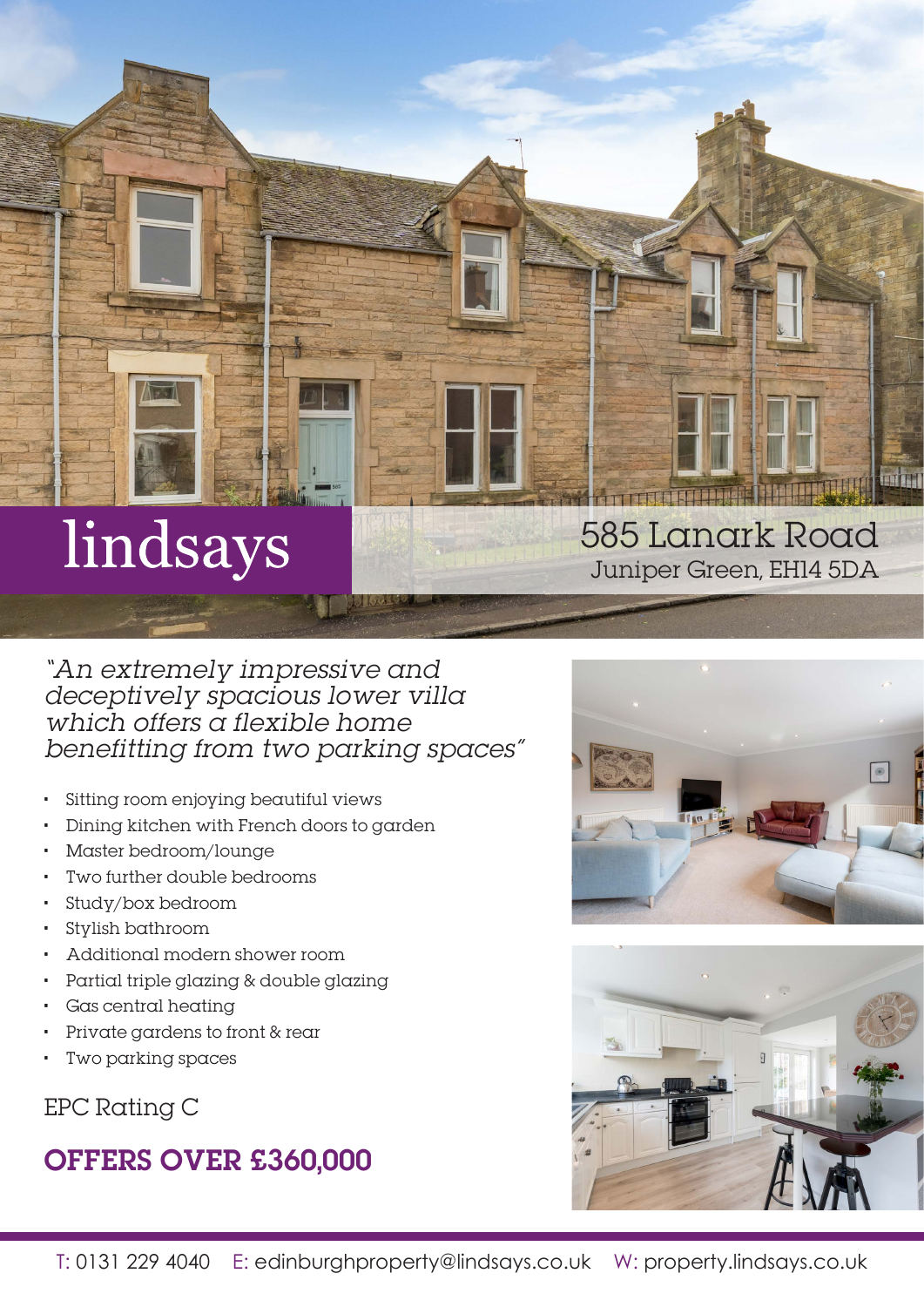lindsays

# 585 Lanark Road
Juniper Green, EH14 5DA

*"An extremely impressive and deceptively spacious lower villa which offers a flexible home benefitting from two parking spaces"*

- Sitting room enjoying beautiful views
- Dining kitchen with French doors to garden
- Master bedroom/lounge
- Two further double bedrooms
- Study/box bedroom
- Stylish bathroom
- Additional modern shower room
- Partial triple glazing & double glazing
- Gas central heating
- Private gardens to front & rear
- Two parking spaces

EPC Rating C

## OFFERS OVER £360,000

T: 0131 229 4040 E: edinburghproperty@lindsays.co.uk W: property.lindsays.co.uk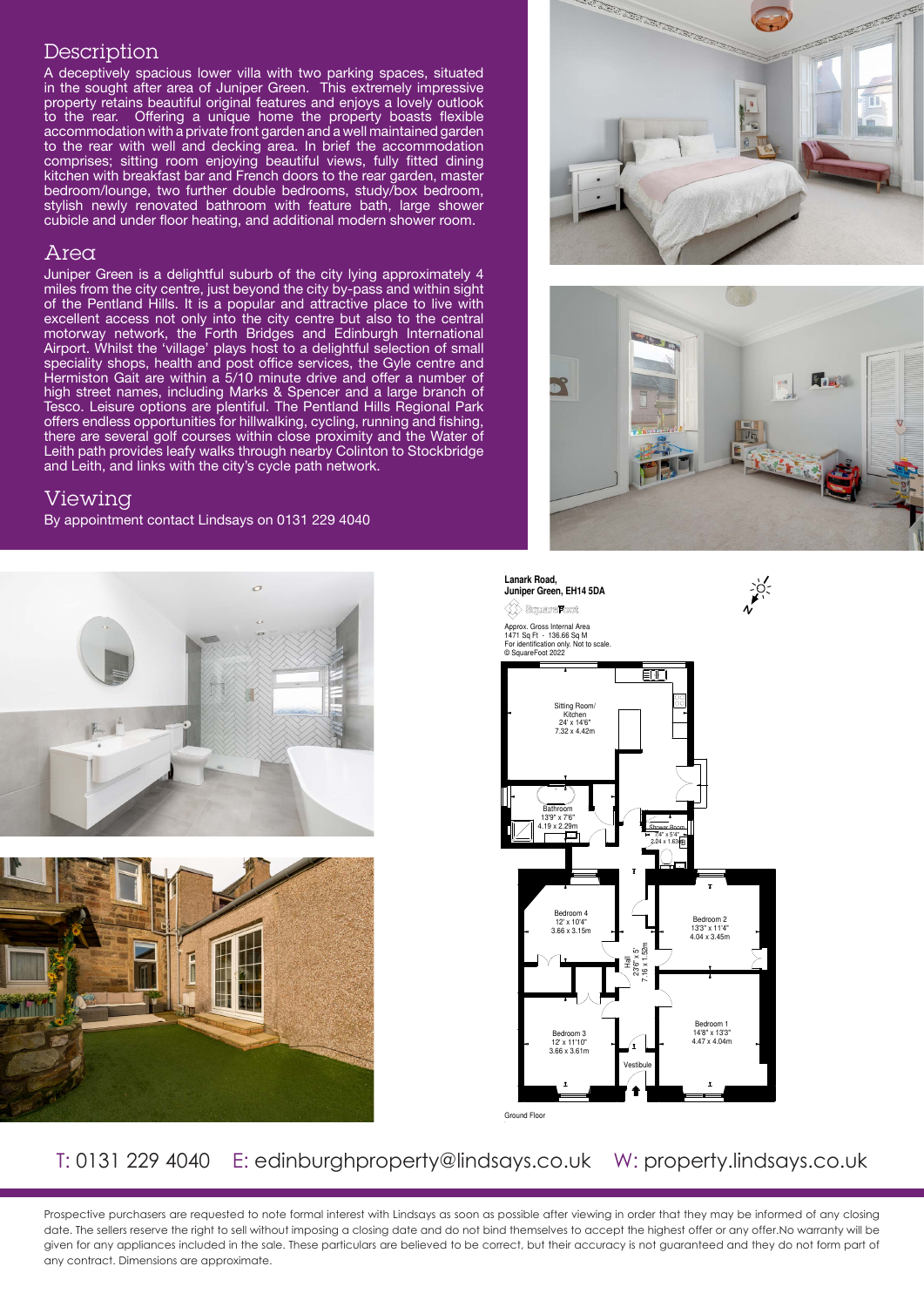## Description

A deceptively spacious lower villa with two parking spaces, situated in the sought after area of Juniper Green. This extremely impressive property retains beautiful original features and enjoys a lovely outlook to the rear. Offering a unique home the property boasts flexible accommodation with a private front garden and a well maintained garden to the rear with well and decking area. In brief the accommodation comprises; sitting room enjoying beautiful views, fully fitted dining kitchen with breakfast bar and French doors to the rear garden, master bedroom/lounge, two further double bedrooms, study/box bedroom, stylish newly renovated bathroom with feature bath, large shower cubicle and under floor heating, and additional modern shower room.

## Area

Juniper Green is a delightful suburb of the city lying approximately 4 miles from the city centre, just beyond the city by-pass and within sight of the Pentland Hills. It is a popular and attractive place to live with excellent access not only into the city centre but also to the central motorway network, the Forth Bridges and Edinburgh International Airport. Whilst the 'village' plays host to a delightful selection of small speciality shops, health and post office services, the Gyle centre and Hermiston Gait are within a 5/10 minute drive and offer a number of high street names, including Marks & Spencer and a large branch of Tesco. Leisure options are plentiful. The Pentland Hills Regional Park offers endless opportunities for hillwalking, cycling, running and fishing, there are several golf courses within close proximity and the Water of Leith path provides leafy walks through nearby Colinton to Stockbridge and Leith, and links with the city's cycle path network.

## Viewing

By appointment contact Lindsays on 0131 229 4040

**Lanark Road,**
**Juniper Green, EH14 5DA**

SquareFoot

Approx. Gross Internal Area
1471 Sq Ft - 136.66 Sq M
For identification only. Not to scale.
© SquareFoot 2022

Sitting Room/ Kitchen
24' x 14'6"
7.32 x 4.42m

Bathroom
13'9" x 7'6"
4.19 x 2.29m

Shower Room
7'4" x 5'4"
2.24 x 1.63m

Bedroom 4
12' x 10'4"
3.66 x 3.15m

Hall
23'6" x 5'
7.16 x 1.52m

Bedroom 2
13'3" x 11'4"
4.04 x 3.45m

Bedroom 3
12' x 11'10"
3.66 x 3.61m

Bedroom 1
14'8" x 13'3"
4.47 x 4.04m

Vestibule

Ground Floor

T: 0131 229 4040 E: edinburghproperty@lindsays.co.uk W: property.lindsays.co.uk

Prospective purchasers are requested to note formal interest with Lindsays as soon as possible after viewing in order that they may be informed of any closing date. The sellers reserve the right to sell without imposing a closing date and do not bind themselves to accept the highest offer or any offer.No warranty will be given for any appliances included in the sale. These particulars are believed to be correct, but their accuracy is not guaranteed and they do not form part of any contract. Dimensions are approximate.